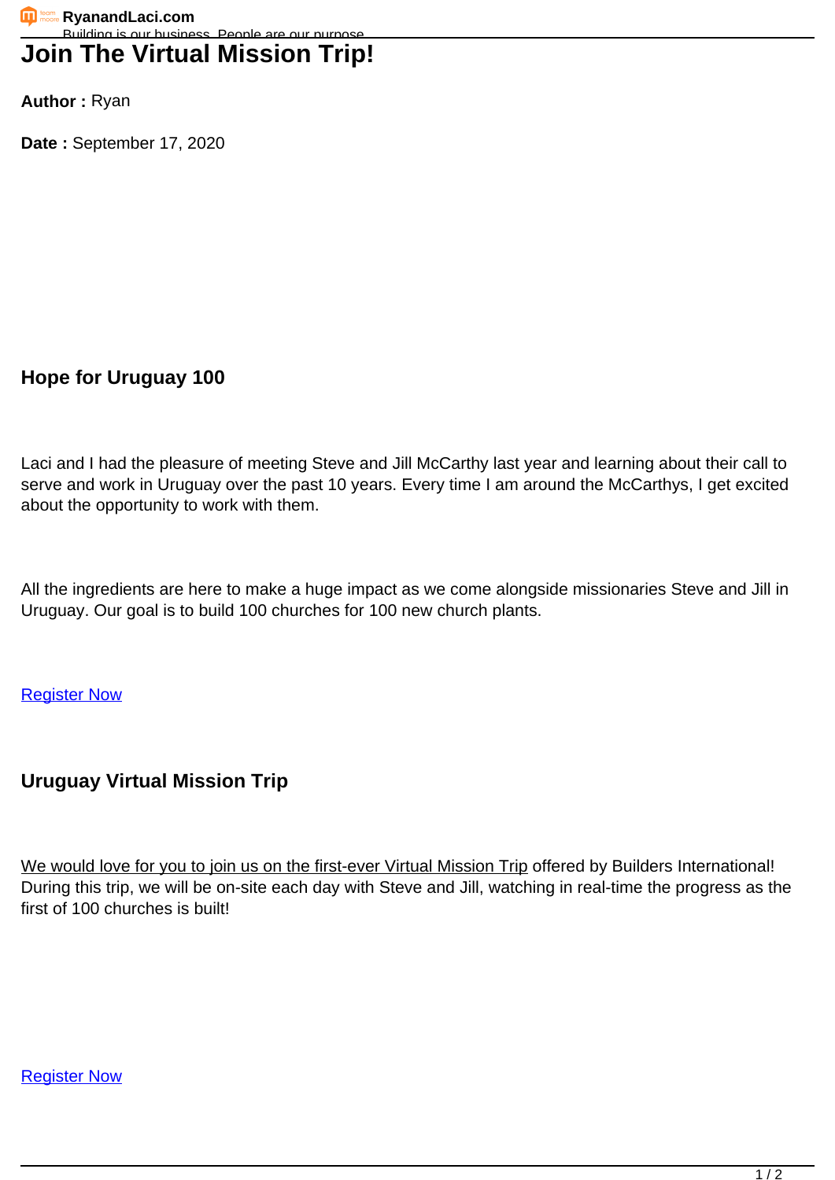# Join The Virtual Mission Trip!

**Author :** Ryan

**Date :** September 17, 2020

### Hope for Uruguay 100

Laci and I had the pleasure of meeting Steve and Jill McCarthy last year and learning about their call to serve and work in Uruguay over the past 10 years. Every time I am around the McCarthys, I get excited about the opportunity to work with them.

All the ingredients are here to make a huge impact as we come alongside missionaries Steve and Jill in Uruguay. Our goal is to build 100 churches for 100 new church plants.

Register Now

### Uruguay Virtual Mission Trip

We would love for you to join us on the first-ever Virtual Mission Trip offered by Builders International! During this trip, we will be on-site each day with Steve and Jill, watching in real-time the progress as the first of 100 churches is built!

Register Now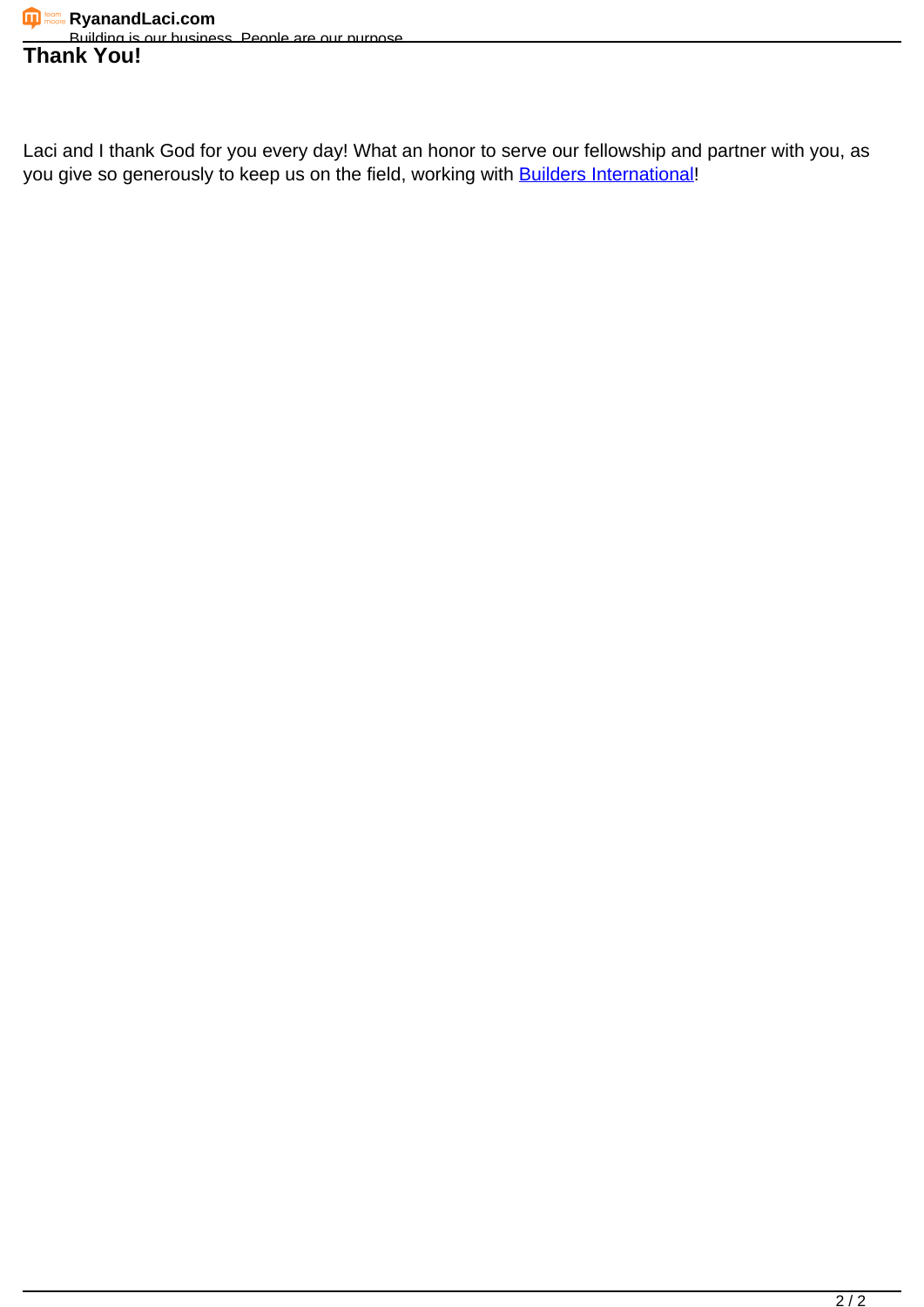**Thank You!**

Laci and I thank God for you every day! What an honor to serve our fellowship and partner with you, as you give so generously to keep us on the field, working with Builders International!